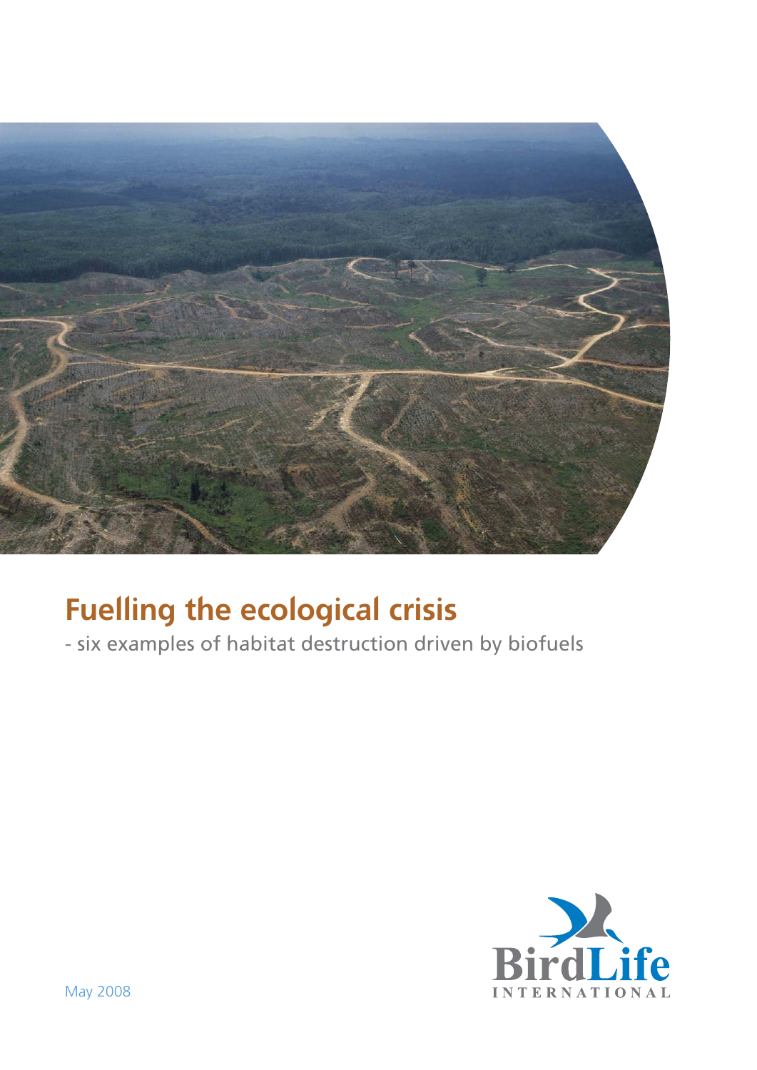# Fuelling the ecological crisis

- six examples of habitat destruction driven by biofuels

BirdLife INTERNATIONAL

May 2008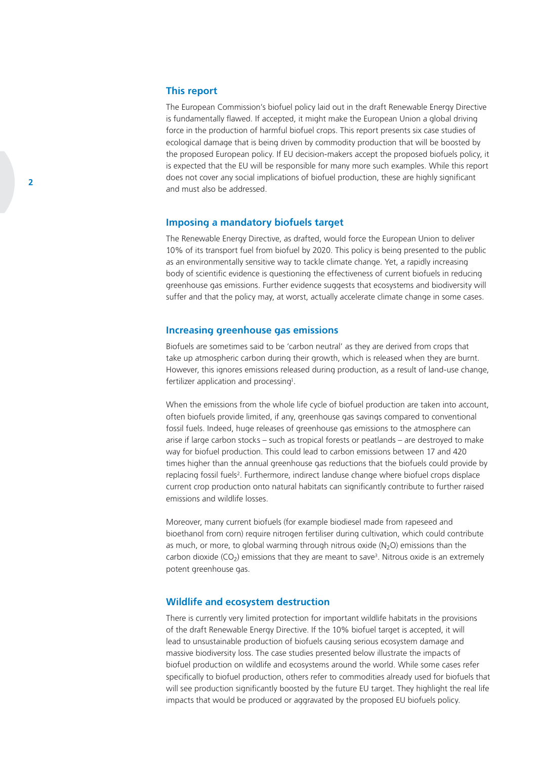## This report

The European Commission's biofuel policy laid out in the draft Renewable Energy Directive is fundamentally flawed. If accepted, it might make the European Union a global driving force in the production of harmful biofuel crops. This report presents six case studies of ecological damage that is being driven by commodity production that will be boosted by the proposed European policy. If EU decision-makers accept the proposed biofuels policy, it is expected that the EU will be responsible for many more such examples. While this report does not cover any social implications of biofuel production, these are highly significant and must also be addressed.

## Imposing a mandatory biofuels target

The Renewable Energy Directive, as drafted, would force the European Union to deliver 10% of its transport fuel from biofuel by 2020. This policy is being presented to the public as an environmentally sensitive way to tackle climate change. Yet, a rapidly increasing body of scientific evidence is questioning the effectiveness of current biofuels in reducing greenhouse gas emissions. Further evidence suggests that ecosystems and biodiversity will suffer and that the policy may, at worst, actually accelerate climate change in some cases.

## Increasing greenhouse gas emissions

Biofuels are sometimes said to be 'carbon neutral' as they are derived from crops that take up atmospheric carbon during their growth, which is released when they are burnt. However, this ignores emissions released during production, as a result of land-use change, fertilizer application and processing[1].

When the emissions from the whole life cycle of biofuel production are taken into account, often biofuels provide limited, if any, greenhouse gas savings compared to conventional fossil fuels. Indeed, huge releases of greenhouse gas emissions to the atmosphere can arise if large carbon stocks – such as tropical forests or peatlands – are destroyed to make way for biofuel production. This could lead to carbon emissions between 17 and 420 times higher than the annual greenhouse gas reductions that the biofuels could provide by replacing fossil fuels[2]. Furthermore, indirect landuse change where biofuel crops displace current crop production onto natural habitats can significantly contribute to further raised emissions and wildlife losses.

Moreover, many current biofuels (for example biodiesel made from rapeseed and bioethanol from corn) require nitrogen fertiliser during cultivation, which could contribute as much, or more, to global warming through nitrous oxide ($N_2O$) emissions than the carbon dioxide ($CO_2$) emissions that they are meant to save[3]. Nitrous oxide is an extremely potent greenhouse gas.

## Wildlife and ecosystem destruction

There is currently very limited protection for important wildlife habitats in the provisions of the draft Renewable Energy Directive. If the 10% biofuel target is accepted, it will lead to unsustainable production of biofuels causing serious ecosystem damage and massive biodiversity loss. The case studies presented below illustrate the impacts of biofuel production on wildlife and ecosystems around the world. While some cases refer specifically to biofuel production, others refer to commodities already used for biofuels that will see production significantly boosted by the future EU target. They highlight the real life impacts that would be produced or aggravated by the proposed EU biofuels policy.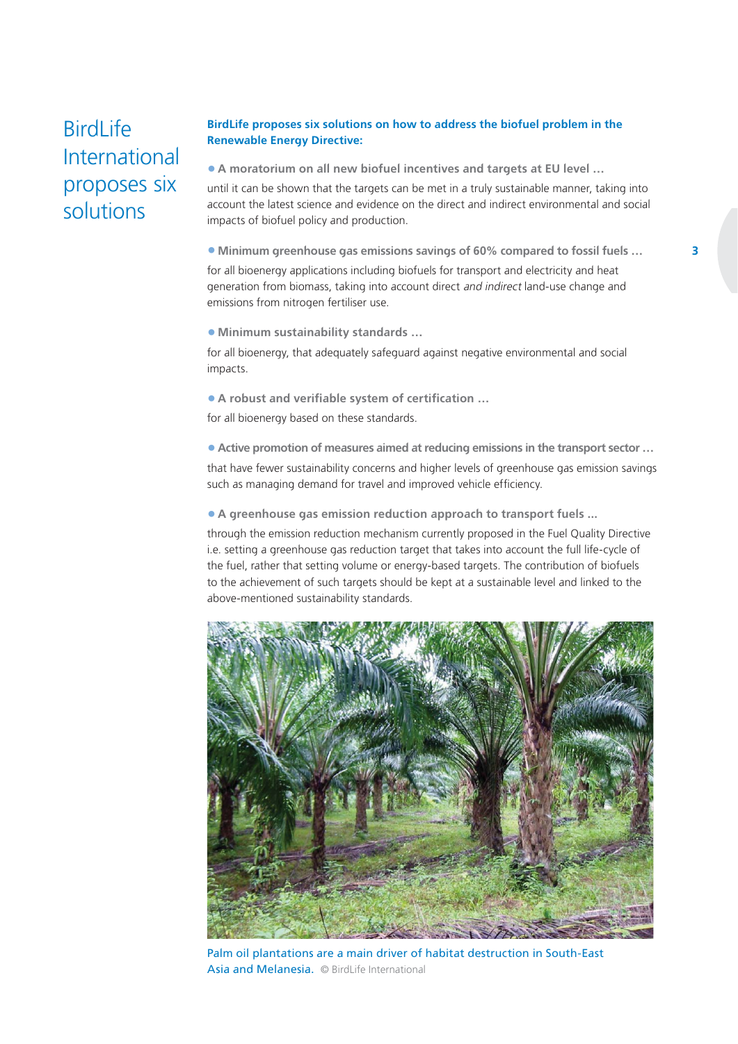# BirdLife International proposes six solutions

**BirdLife proposes six solutions on how to address the biofuel problem in the Renewable Energy Directive:**

- **A moratorium on all new biofuel incentives and targets at EU level …**

  until it can be shown that the targets can be met in a truly sustainable manner, taking into account the latest science and evidence on the direct and indirect environmental and social impacts of biofuel policy and production.

- **Minimum greenhouse gas emissions savings of 60% compared to fossil fuels …**

  for all bioenergy applications including biofuels for transport and electricity and heat generation from biomass, taking into account direct *and indirect* land-use change and emissions from nitrogen fertiliser use.

- **Minimum sustainability standards …**

  for all bioenergy, that adequately safeguard against negative environmental and social impacts.

- **A robust and verifiable system of certification …**

  for all bioenergy based on these standards.

- **Active promotion of measures aimed at reducing emissions in the transport sector …**

  that have fewer sustainability concerns and higher levels of greenhouse gas emission savings such as managing demand for travel and improved vehicle efficiency.

- **A greenhouse gas emission reduction approach to transport fuels ...**

  through the emission reduction mechanism currently proposed in the Fuel Quality Directive i.e. setting a greenhouse gas reduction target that takes into account the full life-cycle of the fuel, rather that setting volume or energy-based targets. The contribution of biofuels to the achievement of such targets should be kept at a sustainable level and linked to the above-mentioned sustainability standards.

Palm oil plantations are a main driver of habitat destruction in South-East Asia and Melanesia. © BirdLife International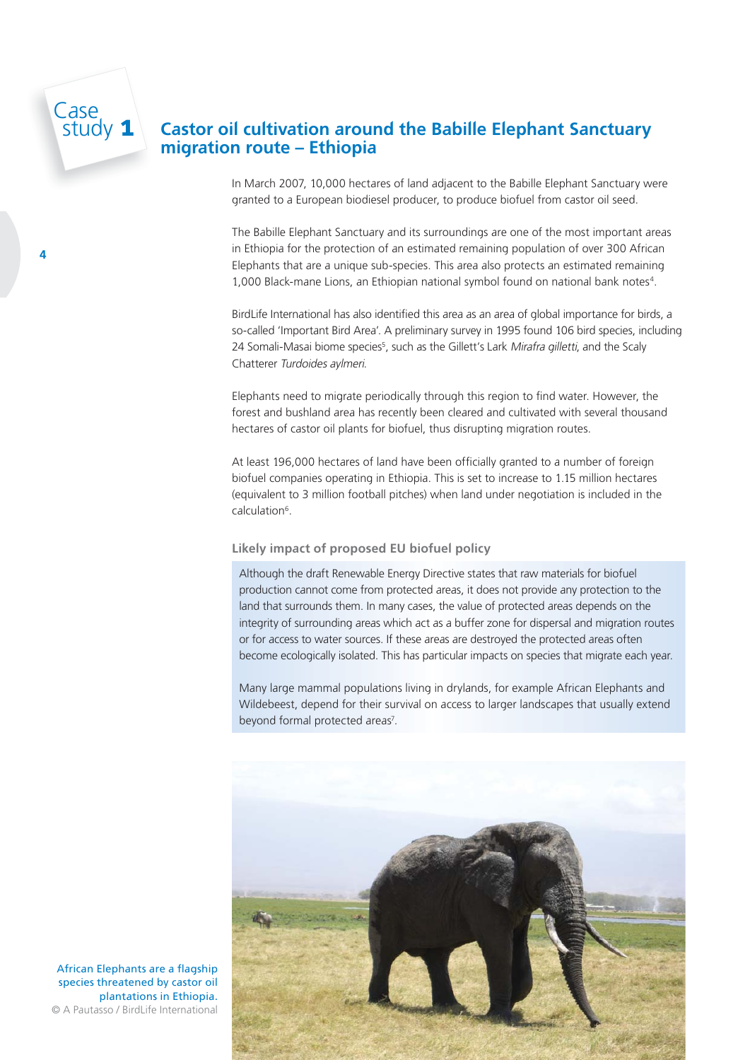# Case study 1

## Castor oil cultivation around the Babille Elephant Sanctuary migration route – Ethiopia

In March 2007, 10,000 hectares of land adjacent to the Babille Elephant Sanctuary were granted to a European biodiesel producer, to produce biofuel from castor oil seed.

The Babille Elephant Sanctuary and its surroundings are one of the most important areas in Ethiopia for the protection of an estimated remaining population of over 300 African Elephants that are a unique sub-species. This area also protects an estimated remaining 1,000 Black-mane Lions, an Ethiopian national symbol found on national bank notes[4].

BirdLife International has also identified this area as an area of global importance for birds, a so-called 'Important Bird Area'. A preliminary survey in 1995 found 106 bird species, including 24 Somali-Masai biome species[5], such as the Gillett's Lark *Mirafra gilletti*, and the Scaly Chatterer *Turdoides aylmeri*.

Elephants need to migrate periodically through this region to find water. However, the forest and bushland area has recently been cleared and cultivated with several thousand hectares of castor oil plants for biofuel, thus disrupting migration routes.

At least 196,000 hectares of land have been officially granted to a number of foreign biofuel companies operating in Ethiopia. This is set to increase to 1.15 million hectares (equivalent to 3 million football pitches) when land under negotiation is included in the calculation[6].

### Likely impact of proposed EU biofuel policy

Although the draft Renewable Energy Directive states that raw materials for biofuel production cannot come from protected areas, it does not provide any protection to the land that surrounds them. In many cases, the value of protected areas depends on the integrity of surrounding areas which act as a buffer zone for dispersal and migration routes or for access to water sources. If these areas are destroyed the protected areas often become ecologically isolated. This has particular impacts on species that migrate each year.

Many large mammal populations living in drylands, for example African Elephants and Wildebeest, depend for their survival on access to larger landscapes that usually extend beyond formal protected areas[7].

African Elephants are a flagship species threatened by castor oil plantations in Ethiopia.
© A Pautasso / BirdLife International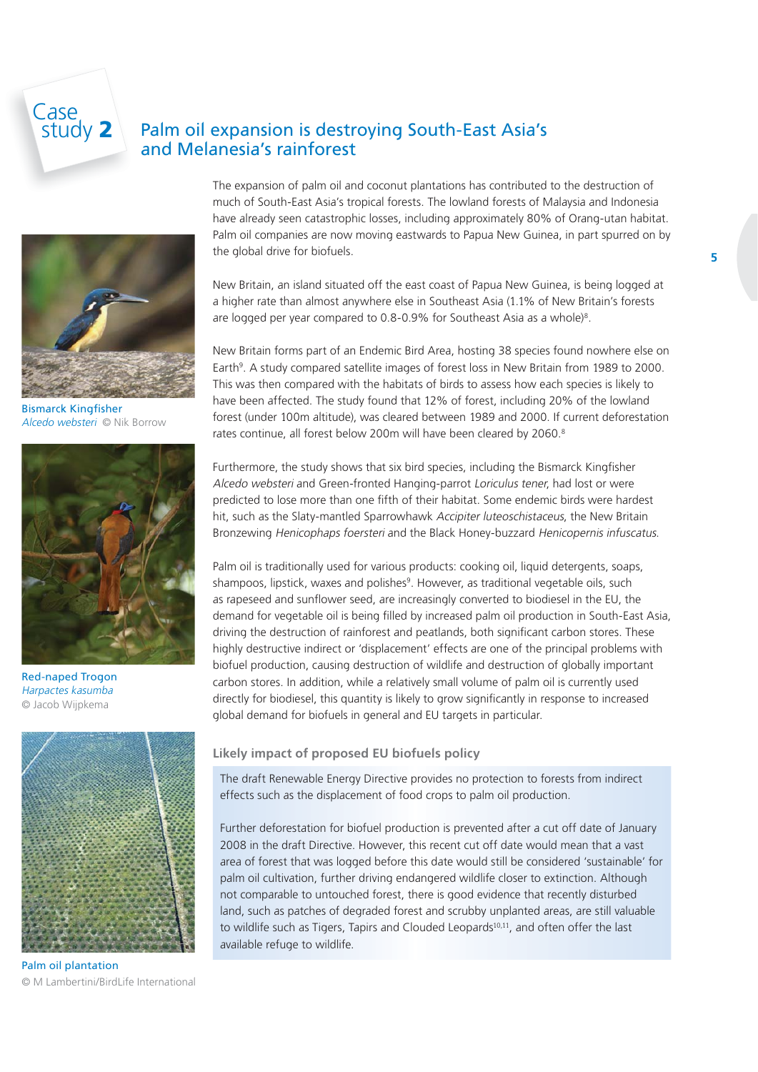# Case study 2

## Palm oil expansion is destroying South-East Asia's and Melanesia's rainforest

The expansion of palm oil and coconut plantations has contributed to the destruction of much of South-East Asia's tropical forests. The lowland forests of Malaysia and Indonesia have already seen catastrophic losses, including approximately 80% of Orang-utan habitat. Palm oil companies are now moving eastwards to Papua New Guinea, in part spurred on by the global drive for biofuels.

New Britain, an island situated off the east coast of Papua New Guinea, is being logged at a higher rate than almost anywhere else in Southeast Asia (1.1% of New Britain's forests are logged per year compared to 0.8-0.9% for Southeast Asia as a whole)[8].

New Britain forms part of an Endemic Bird Area, hosting 38 species found nowhere else on Earth[9]. A study compared satellite images of forest loss in New Britain from 1989 to 2000. This was then compared with the habitats of birds to assess how each species is likely to have been affected. The study found that 12% of forest, including 20% of the lowland forest (under 100m altitude), was cleared between 1989 and 2000. If current deforestation rates continue, all forest below 200m will have been cleared by 2060.[8]

Furthermore, the study shows that six bird species, including the Bismarck Kingfisher *Alcedo websteri* and Green-fronted Hanging-parrot *Loriculus tener*, had lost or were predicted to lose more than one fifth of their habitat. Some endemic birds were hardest hit, such as the Slaty-mantled Sparrowhawk *Accipiter luteoschistaceus*, the New Britain Bronzewing *Henicophaps foersteri* and the Black Honey-buzzard *Henicopernis infuscatus*.

Palm oil is traditionally used for various products: cooking oil, liquid detergents, soaps, shampoos, lipstick, waxes and polishes[9]. However, as traditional vegetable oils, such as rapeseed and sunflower seed, are increasingly converted to biodiesel in the EU, the demand for vegetable oil is being filled by increased palm oil production in South-East Asia, driving the destruction of rainforest and peatlands, both significant carbon stores. These highly destructive indirect or 'displacement' effects are one of the principal problems with biofuel production, causing destruction of wildlife and destruction of globally important carbon stores. In addition, while a relatively small volume of palm oil is currently used directly for biodiesel, this quantity is likely to grow significantly in response to increased global demand for biofuels in general and EU targets in particular.

### Likely impact of proposed EU biofuels policy

The draft Renewable Energy Directive provides no protection to forests from indirect effects such as the displacement of food crops to palm oil production.

Further deforestation for biofuel production is prevented after a cut off date of January 2008 in the draft Directive. However, this recent cut off date would mean that a vast area of forest that was logged before this date would still be considered 'sustainable' for palm oil cultivation, further driving endangered wildlife closer to extinction. Although not comparable to untouched forest, there is good evidence that recently disturbed land, such as patches of degraded forest and scrubby unplanted areas, are still valuable to wildlife such as Tigers, Tapirs and Clouded Leopards[10,11], and often offer the last available refuge to wildlife.

Bismarck Kingfisher *Alcedo websteri* © Nik Borrow

Red-naped Trogon *Harpactes kasumba* © Jacob Wijpkema

Palm oil plantation © M Lambertini/BirdLife International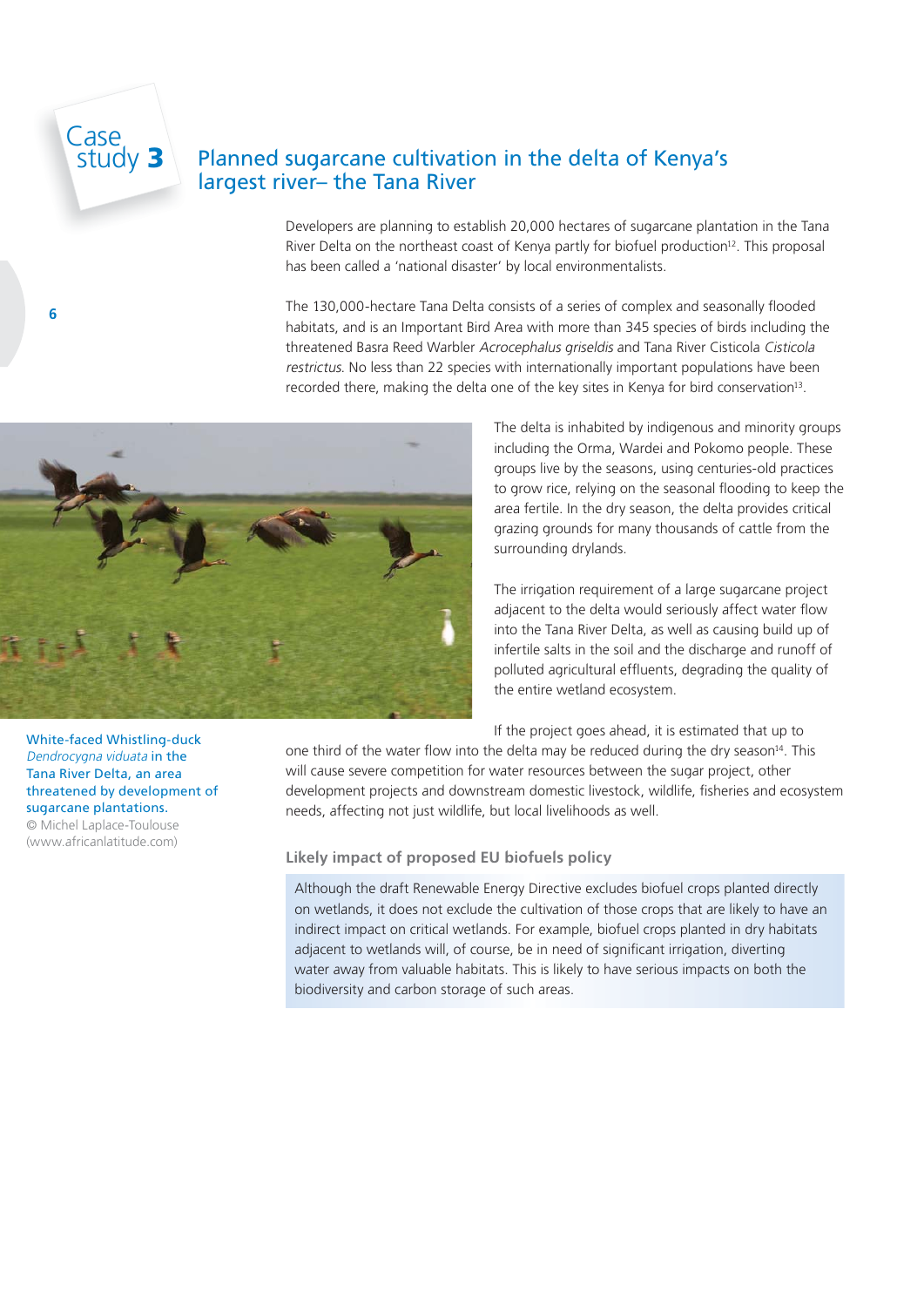# Case study 3

## Planned sugarcane cultivation in the delta of Kenya's largest river– the Tana River

Developers are planning to establish 20,000 hectares of sugarcane plantation in the Tana River Delta on the northeast coast of Kenya partly for biofuel production[12]. This proposal has been called a 'national disaster' by local environmentalists.

The 130,000-hectare Tana Delta consists of a series of complex and seasonally flooded habitats, and is an Important Bird Area with more than 345 species of birds including the threatened Basra Reed Warbler *Acrocephalus griseldis* and Tana River Cisticola *Cisticola restrictus*. No less than 22 species with internationally important populations have been recorded there, making the delta one of the key sites in Kenya for bird conservation[13].

The delta is inhabited by indigenous and minority groups including the Orma, Wardei and Pokomo people. These groups live by the seasons, using centuries-old practices to grow rice, relying on the seasonal flooding to keep the area fertile. In the dry season, the delta provides critical grazing grounds for many thousands of cattle from the surrounding drylands.

The irrigation requirement of a large sugarcane project adjacent to the delta would seriously affect water flow into the Tana River Delta, as well as causing build up of infertile salts in the soil and the discharge and runoff of polluted agricultural effluents, degrading the quality of the entire wetland ecosystem.

If the project goes ahead, it is estimated that up to one third of the water flow into the delta may be reduced during the dry season[14]. This will cause severe competition for water resources between the sugar project, other development projects and downstream domestic livestock, wildlife, fisheries and ecosystem needs, affecting not just wildlife, but local livelihoods as well.

White-faced Whistling-duck *Dendrocygna viduata* in the Tana River Delta, an area threatened by development of sugarcane plantations.
© Michel Laplace-Toulouse (www.africanlatitude.com)

### Likely impact of proposed EU biofuels policy

Although the draft Renewable Energy Directive excludes biofuel crops planted directly on wetlands, it does not exclude the cultivation of those crops that are likely to have an indirect impact on critical wetlands. For example, biofuel crops planted in dry habitats adjacent to wetlands will, of course, be in need of significant irrigation, diverting water away from valuable habitats. This is likely to have serious impacts on both the biodiversity and carbon storage of such areas.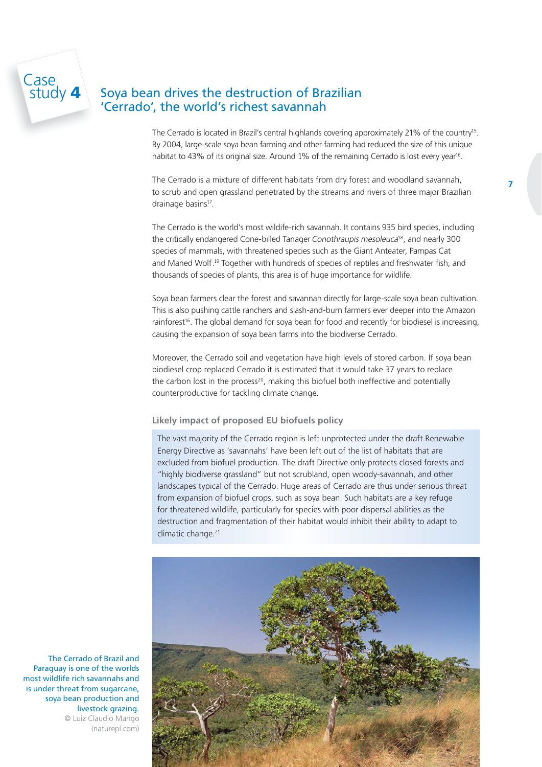Case study 4

## Soya bean drives the destruction of Brazilian 'Cerrado', the world's richest savannah

The Cerrado is located in Brazil's central highlands covering approximately 21% of the country[15]. By 2004, large-scale soya bean farming and other farming had reduced the size of this unique habitat to 43% of its original size. Around 1% of the remaining Cerrado is lost every year[16].

The Cerrado is a mixture of different habitats from dry forest and woodland savannah, to scrub and open grassland penetrated by the streams and rivers of three major Brazilian drainage basins[17].

The Cerrado is the world's most wildlife-rich savannah. It contains 935 bird species, including the critically endangered Cone-billed Tanager *Conothraupis mesoleuca*[18], and nearly 300 species of mammals, with threatened species such as the Giant Anteater, Pampas Cat and Maned Wolf.[19] Together with hundreds of species of reptiles and freshwater fish, and thousands of species of plants, this area is of huge importance for wildlife.

Soya bean farmers clear the forest and savannah directly for large-scale soya bean cultivation. This is also pushing cattle ranchers and slash-and-burn farmers ever deeper into the Amazon rainforest[16]. The global demand for soya bean for food and recently for biodiesel is increasing, causing the expansion of soya bean farms into the biodiverse Cerrado.

Moreover, the Cerrado soil and vegetation have high levels of stored carbon. If soya bean biodiesel crop replaced Cerrado it is estimated that it would take 37 years to replace the carbon lost in the process[20], making this biofuel both ineffective and potentially counterproductive for tackling climate change.

### Likely impact of proposed EU biofuels policy

The vast majority of the Cerrado region is left unprotected under the draft Renewable Energy Directive as 'savannahs' have been left out of the list of habitats that are excluded from biofuel production. The draft Directive only protects closed forests and "highly biodiverse grassland" but not scrubland, open woody-savannah, and other landscapes typical of the Cerrado. Huge areas of Cerrado are thus under serious threat from expansion of biofuel crops, such as soya bean. Such habitats are a key refuge for threatened wildlife, particularly for species with poor dispersal abilities as the destruction and fragmentation of their habitat would inhibit their ability to adapt to climatic change.[21]

The Cerrado of Brazil and Paraguay is one of the worlds most wildlife rich savannahs and is under threat from sugarcane, soya bean production and livestock grazing.
© Luiz Claudio Marigo (naturepl.com)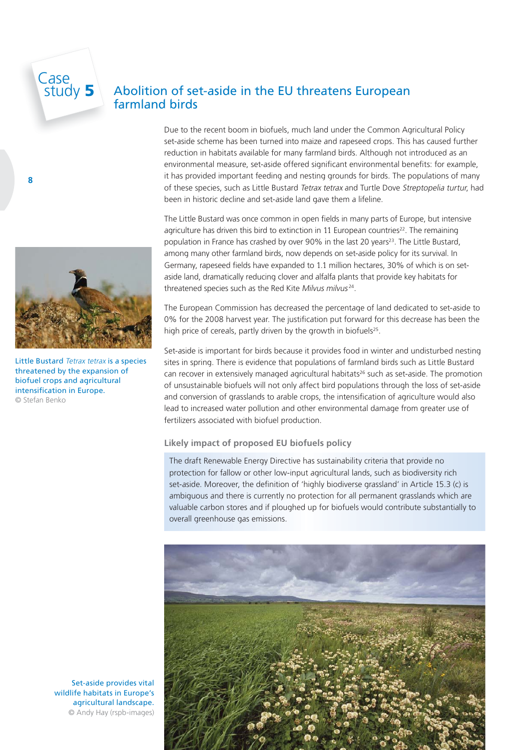# Case study 5

## Abolition of set-aside in the EU threatens European farmland birds

Due to the recent boom in biofuels, much land under the Common Agricultural Policy set-aside scheme has been turned into maize and rapeseed crops. This has caused further reduction in habitats available for many farmland birds. Although not introduced as an environmental measure, set-aside offered significant environmental benefits: for example, it has provided important feeding and nesting grounds for birds. The populations of many of these species, such as Little Bustard *Tetrax tetrax* and Turtle Dove *Streptopelia turtur*, had been in historic decline and set-aside land gave them a lifeline.

The Little Bustard was once common in open fields in many parts of Europe, but intensive agriculture has driven this bird to extinction in 11 European countries[22]. The remaining population in France has crashed by over 90% in the last 20 years[23]. The Little Bustard, among many other farmland birds, now depends on set-aside policy for its survival. In Germany, rapeseed fields have expanded to 1.1 million hectares, 30% of which is on set-aside land, dramatically reducing clover and alfalfa plants that provide key habitats for threatened species such as the Red Kite *Milvus milvus*[24].

The European Commission has decreased the percentage of land dedicated to set-aside to 0% for the 2008 harvest year. The justification put forward for this decrease has been the high price of cereals, partly driven by the growth in biofuels[25].

Set-aside is important for birds because it provides food in winter and undisturbed nesting sites in spring. There is evidence that populations of farmland birds such as Little Bustard can recover in extensively managed agricultural habitats[26] such as set-aside. The promotion of unsustainable biofuels will not only affect bird populations through the loss of set-aside and conversion of grasslands to arable crops, the intensification of agriculture would also lead to increased water pollution and other environmental damage from greater use of fertilizers associated with biofuel production.

Little Bustard *Tetrax tetrax* is a species threatened by the expansion of biofuel crops and agricultural intensification in Europe.
© Stefan Benko

### Likely impact of proposed EU biofuels policy

The draft Renewable Energy Directive has sustainability criteria that provide no protection for fallow or other low-input agricultural lands, such as biodiversity rich set-aside. Moreover, the definition of 'highly biodiverse grassland' in Article 15.3 (c) is ambiguous and there is currently no protection for all permanent grasslands which are valuable carbon stores and if ploughed up for biofuels would contribute substantially to overall greenhouse gas emissions.

Set-aside provides vital wildlife habitats in Europe's agricultural landscape.
© Andy Hay (rspb-images)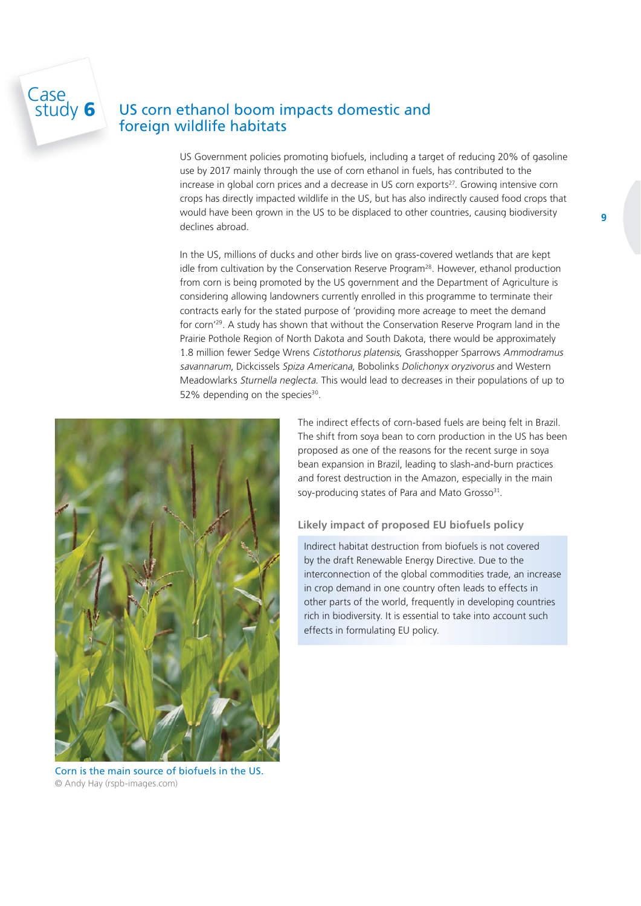## Case study 6

# US corn ethanol boom impacts domestic and foreign wildlife habitats

US Government policies promoting biofuels, including a target of reducing 20% of gasoline use by 2017 mainly through the use of corn ethanol in fuels, has contributed to the increase in global corn prices and a decrease in US corn exports[27]. Growing intensive corn crops has directly impacted wildlife in the US, but has also indirectly caused food crops that would have been grown in the US to be displaced to other countries, causing biodiversity declines abroad.

In the US, millions of ducks and other birds live on grass-covered wetlands that are kept idle from cultivation by the Conservation Reserve Program[28]. However, ethanol production from corn is being promoted by the US government and the Department of Agriculture is considering allowing landowners currently enrolled in this programme to terminate their contracts early for the stated purpose of 'providing more acreage to meet the demand for corn'[29]. A study has shown that without the Conservation Reserve Program land in the Prairie Pothole Region of North Dakota and South Dakota, there would be approximately 1.8 million fewer Sedge Wrens *Cistothorus platensis*, Grasshopper Sparrows *Ammodramus savannarum*, Dickcissels *Spiza Americana*, Bobolinks *Dolichonyx oryzivorus* and Western Meadowlarks *Sturnella neglecta*. This would lead to decreases in their populations of up to 52% depending on the species[30].

The indirect effects of corn-based fuels are being felt in Brazil. The shift from soya bean to corn production in the US has been proposed as one of the reasons for the recent surge in soya bean expansion in Brazil, leading to slash-and-burn practices and forest destruction in the Amazon, especially in the main soy-producing states of Para and Mato Grosso[31].

### Likely impact of proposed EU biofuels policy

Indirect habitat destruction from biofuels is not covered by the draft Renewable Energy Directive. Due to the interconnection of the global commodities trade, an increase in crop demand in one country often leads to effects in other parts of the world, frequently in developing countries rich in biodiversity. It is essential to take into account such effects in formulating EU policy.

Corn is the main source of biofuels in the US.
© Andy Hay (rspb-images.com)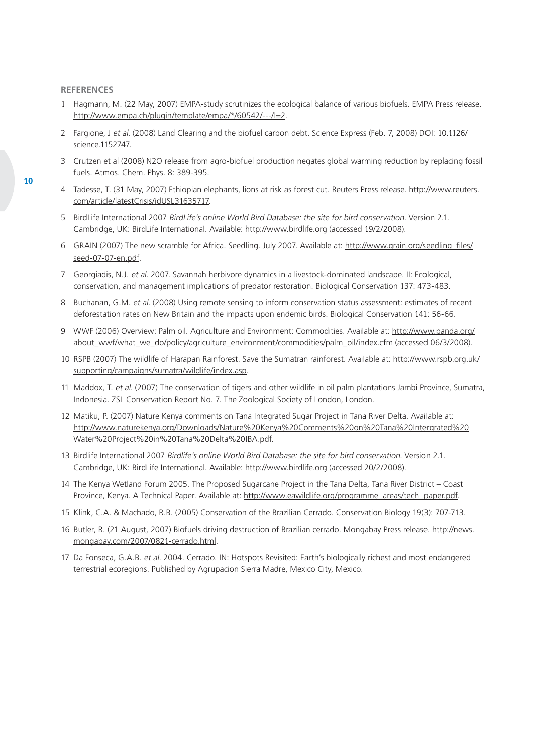## REFERENCES

1. Hagmann, M. (22 May, 2007) EMPA-study scrutinizes the ecological balance of various biofuels. EMPA Press release. http://www.empa.ch/plugin/template/empa/*/60542/---/l=2.
2. Fargione, J *et al.* (2008) Land Clearing and the biofuel carbon debt. Science Express (Feb. 7, 2008) DOI: 10.1126/science.1152747.
3. Crutzen et al (2008) N2O release from agro-biofuel production negates global warming reduction by replacing fossil fuels. Atmos. Chem. Phys. 8: 389-395.
4. Tadesse, T. (31 May, 2007) Ethiopian elephants, lions at risk as forest cut. Reuters Press release. http://www.reuters.com/article/latestCrisis/idUSL31635717.
5. BirdLife International 2007 *BirdLife's online World Bird Database: the site for bird conservation*. Version 2.1. Cambridge, UK: BirdLife International. Available: http://www.birdlife.org (accessed 19/2/2008).
6. GRAIN (2007) The new scramble for Africa. Seedling. July 2007. Available at: http://www.grain.org/seedling_files/seed-07-07-en.pdf.
7. Georgiadis, N.J. *et al.* 2007. Savannah herbivore dynamics in a livestock-dominated landscape. II: Ecological, conservation, and management implications of predator restoration. Biological Conservation 137: 473-483.
8. Buchanan, G.M. *et al.* (2008) Using remote sensing to inform conservation status assessment: estimates of recent deforestation rates on New Britain and the impacts upon endemic birds. Biological Conservation 141: 56-66.
9. WWF (2006) Overview: Palm oil. Agriculture and Environment: Commodities. Available at: http://www.panda.org/about_wwf/what_we_do/policy/agriculture_environment/commodities/palm_oil/index.cfm (accessed 06/3/2008).
10. RSPB (2007) The wildlife of Harapan Rainforest. Save the Sumatran rainforest. Available at: http://www.rspb.org.uk/supporting/campaigns/sumatra/wildlife/index.asp.
11. Maddox, T. *et al.* (2007) The conservation of tigers and other wildlife in oil palm plantations Jambi Province, Sumatra, Indonesia. ZSL Conservation Report No. 7. The Zoological Society of London, London.
12. Matiku, P. (2007) Nature Kenya comments on Tana Integrated Sugar Project in Tana River Delta. Available at: http://www.naturekenya.org/Downloads/Nature%20Kenya%20Comments%20on%20Tana%20Intergrated%20Water%20Project%20in%20Tana%20Delta%20IBA.pdf.
13. Birdlife International 2007 *Birdlife's online World Bird Database: the site for bird conservation*. Version 2.1. Cambridge, UK: BirdLife International. Available: http://www.birdlife.org (accessed 20/2/2008).
14. The Kenya Wetland Forum 2005. The Proposed Sugarcane Project in the Tana Delta, Tana River District – Coast Province, Kenya. A Technical Paper. Available at: http://www.eawildlife.org/programme_areas/tech_paper.pdf.
15. Klink, C.A. & Machado, R.B. (2005) Conservation of the Brazilian Cerrado. Conservation Biology 19(3): 707-713.
16. Butler, R. (21 August, 2007) Biofuels driving destruction of Brazilian cerrado. Mongabay Press release. http://news.mongabay.com/2007/0821-cerrado.html.
17. Da Fonseca, G.A.B. *et al.* 2004. Cerrado. IN: Hotspots Revisited: Earth's biologically richest and most endangered terrestrial ecoregions. Published by Agrupacion Sierra Madre, Mexico City, Mexico.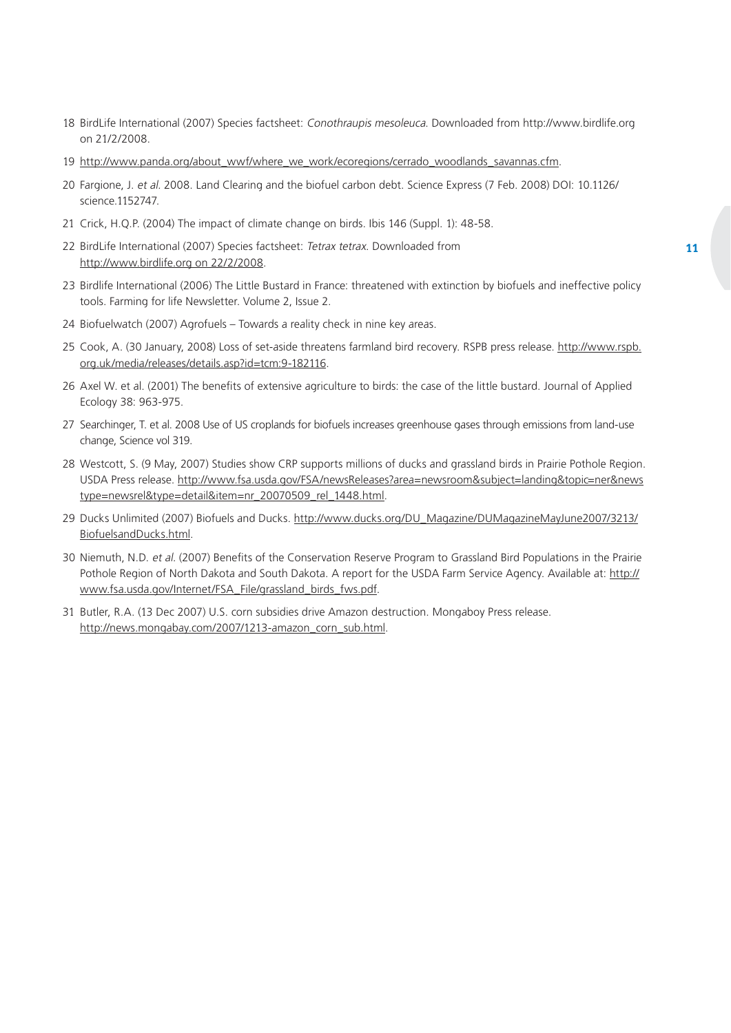18 BirdLife International (2007) Species factsheet: *Conothraupis mesoleuca.* Downloaded from http://www.birdlife.org on 21/2/2008.

19 http://www.panda.org/about_wwf/where_we_work/ecoregions/cerrado_woodlands_savannas.cfm.

20 Fargione, J. *et al.* 2008. Land Clearing and the biofuel carbon debt. Science Express (7 Feb. 2008) DOI: 10.1126/science.1152747.

21 Crick, H.Q.P. (2004) The impact of climate change on birds. Ibis 146 (Suppl. 1): 48-58.

22 BirdLife International (2007) Species factsheet: *Tetrax tetrax.* Downloaded from http://www.birdlife.org on 22/2/2008.

23 Birdlife International (2006) The Little Bustard in France: threatened with extinction by biofuels and ineffective policy tools. Farming for life Newsletter. Volume 2, Issue 2.

24 Biofuelwatch (2007) Agrofuels – Towards a reality check in nine key areas.

25 Cook, A. (30 January, 2008) Loss of set-aside threatens farmland bird recovery. RSPB press release. http://www.rspb.org.uk/media/releases/details.asp?id=tcm:9-182116.

26 Axel W. et al. (2001) The benefits of extensive agriculture to birds: the case of the little bustard. Journal of Applied Ecology 38: 963-975.

27 Searchinger, T. et al. 2008 Use of US croplands for biofuels increases greenhouse gases through emissions from land-use change, Science vol 319.

28 Westcott, S. (9 May, 2007) Studies show CRP supports millions of ducks and grassland birds in Prairie Pothole Region. USDA Press release. http://www.fsa.usda.gov/FSA/newsReleases?area=newsroom&subject=landing&topic=ner&newstype=newsrel&type=detail&item=nr_20070509_rel_1448.html.

29 Ducks Unlimited (2007) Biofuels and Ducks. http://www.ducks.org/DU_Magazine/DUMagazineMayJune2007/3213/BiofuelsandDucks.html.

30 Niemuth, N.D. *et al.* (2007) Benefits of the Conservation Reserve Program to Grassland Bird Populations in the Prairie Pothole Region of North Dakota and South Dakota. A report for the USDA Farm Service Agency. Available at: http://www.fsa.usda.gov/Internet/FSA_File/grassland_birds_fws.pdf.

31 Butler, R.A. (13 Dec 2007) U.S. corn subsidies drive Amazon destruction. Mongaboy Press release. http://news.mongabay.com/2007/1213-amazon_corn_sub.html.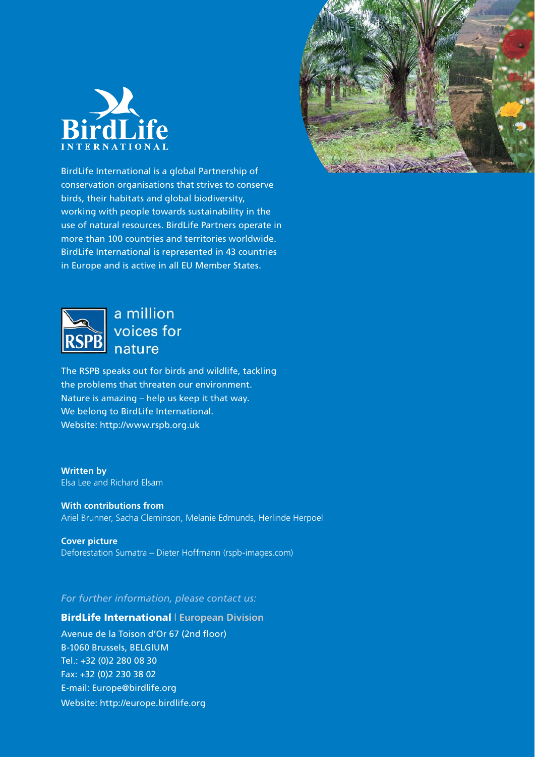BirdLife INTERNATIONAL

BirdLife International is a global Partnership of conservation organisations that strives to conserve birds, their habitats and global biodiversity, working with people towards sustainability in the use of natural resources. BirdLife Partners operate in more than 100 countries and territories worldwide. BirdLife International is represented in 43 countries in Europe and is active in all EU Member States.

RSPB a million voices for nature

The RSPB speaks out for birds and wildlife, tackling the problems that threaten our environment. Nature is amazing – help us keep it that way. We belong to BirdLife International.
Website: http://www.rspb.org.uk

**Written by**
Elsa Lee and Richard Elsam

**With contributions from**
Ariel Brunner, Sacha Cleminson, Melanie Edmunds, Herlinde Herpoel

**Cover picture**
Deforestation Sumatra – Dieter Hoffmann (rspb-images.com)

*For further information, please contact us:*

**BirdLife International** | European Division

Avenue de la Toison d'Or 67 (2nd floor)
B-1060 Brussels, BELGIUM
Tel.: +32 (0)2 280 08 30
Fax: +32 (0)2 230 38 02
E-mail: Europe@birdlife.org
Website: http://europe.birdlife.org